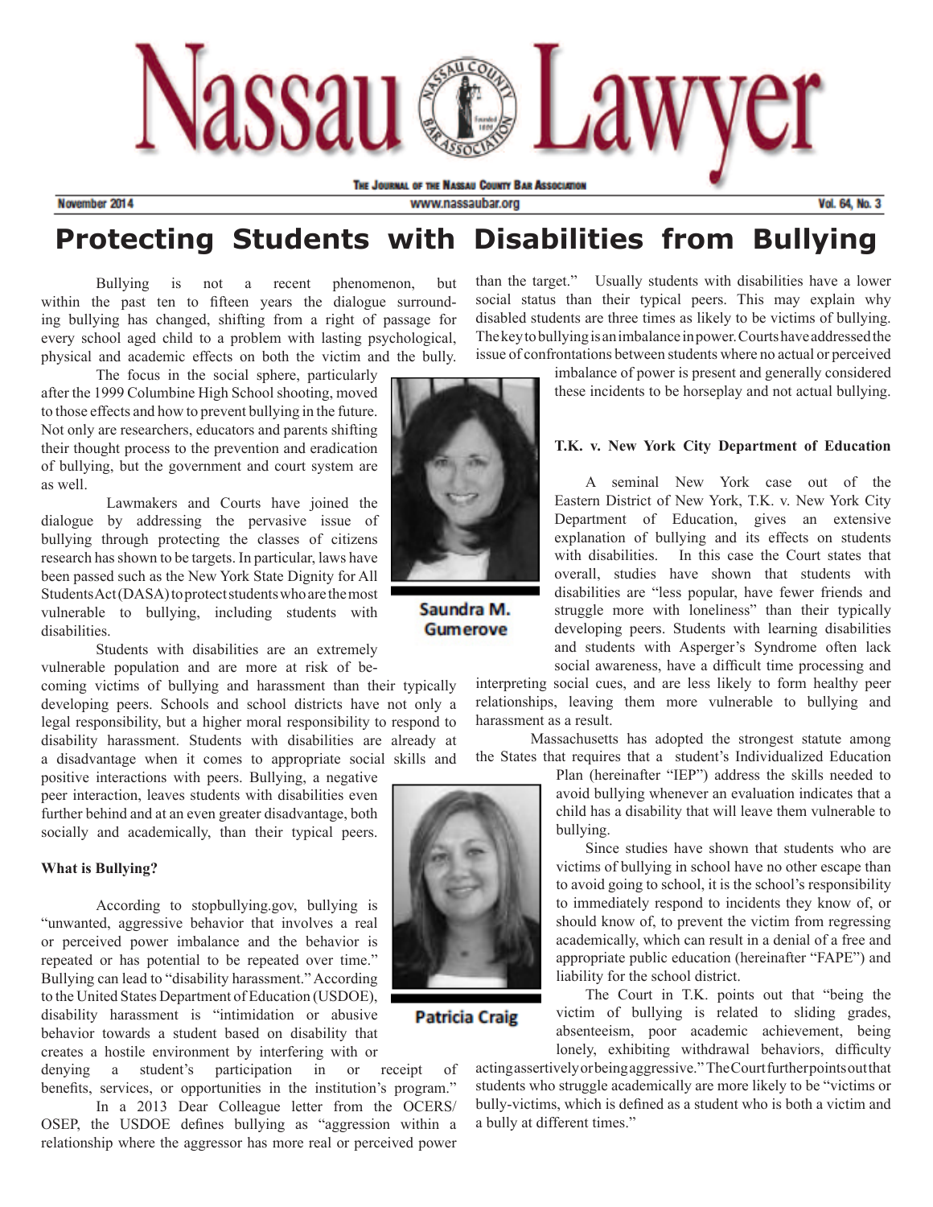# Protecting Students with Disabilities from Bullying

Saundra M. Gumerove

Patricia Craig

Bullying is not a recent phenomenon, but within the past ten to fifteen years the dialogue surrounding bullying has changed, shifting from a right of passage for every school aged child to a problem with lasting psychological, physical and academic effects on both the victim and the bully.

The focus in the social sphere, particularly after the 1999 Columbine High School shooting, moved to those effects and how to prevent bullying in the future. Not only are researchers, educators and parents shifting their thought process to the prevention and eradication of bullying, but the government and court system are as well.

Lawmakers and Courts have joined the dialogue by addressing the pervasive issue of bullying through protecting the classes of citizens research has shown to be targets. In particular, laws have been passed such as the New York State Dignity for All Students Act (DASA) to protect students who are the most vulnerable to bullying, including students with disabilities.

Students with disabilities are an extremely vulnerable population and are more at risk of becoming victims of bullying and harassment than their typically developing peers. Schools and school districts have not only a legal responsibility, but a higher moral responsibility to respond to disability harassment. Students with disabilities are already at a disadvantage when it comes to appropriate social skills and positive interactions with peers. Bullying, a negative peer interaction, leaves students with disabilities even further behind and at an even greater disadvantage, both socially and academically, than their typical peers.

**What is Bullying?**

According to stopbullying.gov, bullying is "unwanted, aggressive behavior that involves a real or perceived power imbalance and the behavior is repeated or has potential to be repeated over time." Bullying can lead to "disability harassment." According to the United States Department of Education (USDOE), disability harassment is "intimidation or abusive behavior towards a student based on disability that creates a hostile environment by interfering with or denying a student's participation in or receipt of benefits, services, or opportunities in the institution's program."

In a 2013 Dear Colleague letter from the OCERS/OSEP, the USDOE defines bullying as "aggression within a relationship where the aggressor has more real or perceived power than the target." Usually students with disabilities have a lower social status than their typical peers. This may explain why disabled students are three times as likely to be victims of bullying. The key to bullying is an imbalance in power. Courts have addressed the issue of confrontations between students where no actual or perceived imbalance of power is present and generally considered these incidents to be horseplay and not actual bullying.

**T.K. v. New York City Department of Education**

A seminal New York case out of the Eastern District of New York, T.K. v. New York City Department of Education, gives an extensive explanation of bullying and its effects on students with disabilities. In this case the Court states that overall, studies have shown that students with disabilities are "less popular, have fewer friends and struggle more with loneliness" than their typically developing peers. Students with learning disabilities and students with Asperger's Syndrome often lack social awareness, have a difficult time processing and interpreting social cues, and are less likely to form healthy peer relationships, leaving them more vulnerable to bullying and harassment as a result.

Massachusetts has adopted the strongest statute among the States that requires that a student's Individualized Education Plan (hereinafter "IEP") address the skills needed to avoid bullying whenever an evaluation indicates that a child has a disability that will leave them vulnerable to bullying.

Since studies have shown that students who are victims of bullying in school have no other escape than to avoid going to school, it is the school's responsibility to immediately respond to incidents they know of, or should know of, to prevent the victim from regressing academically, which can result in a denial of a free and appropriate public education (hereinafter "FAPE") and liability for the school district.

The Court in T.K. points out that "being the victim of bullying is related to sliding grades, absenteeism, poor academic achievement, being lonely, exhibiting withdrawal behaviors, difficulty acting assertively or being aggressive." The Court further points out that students who struggle academically are more likely to be "victims or bully-victims, which is defined as a student who is both a victim and a bully at different times."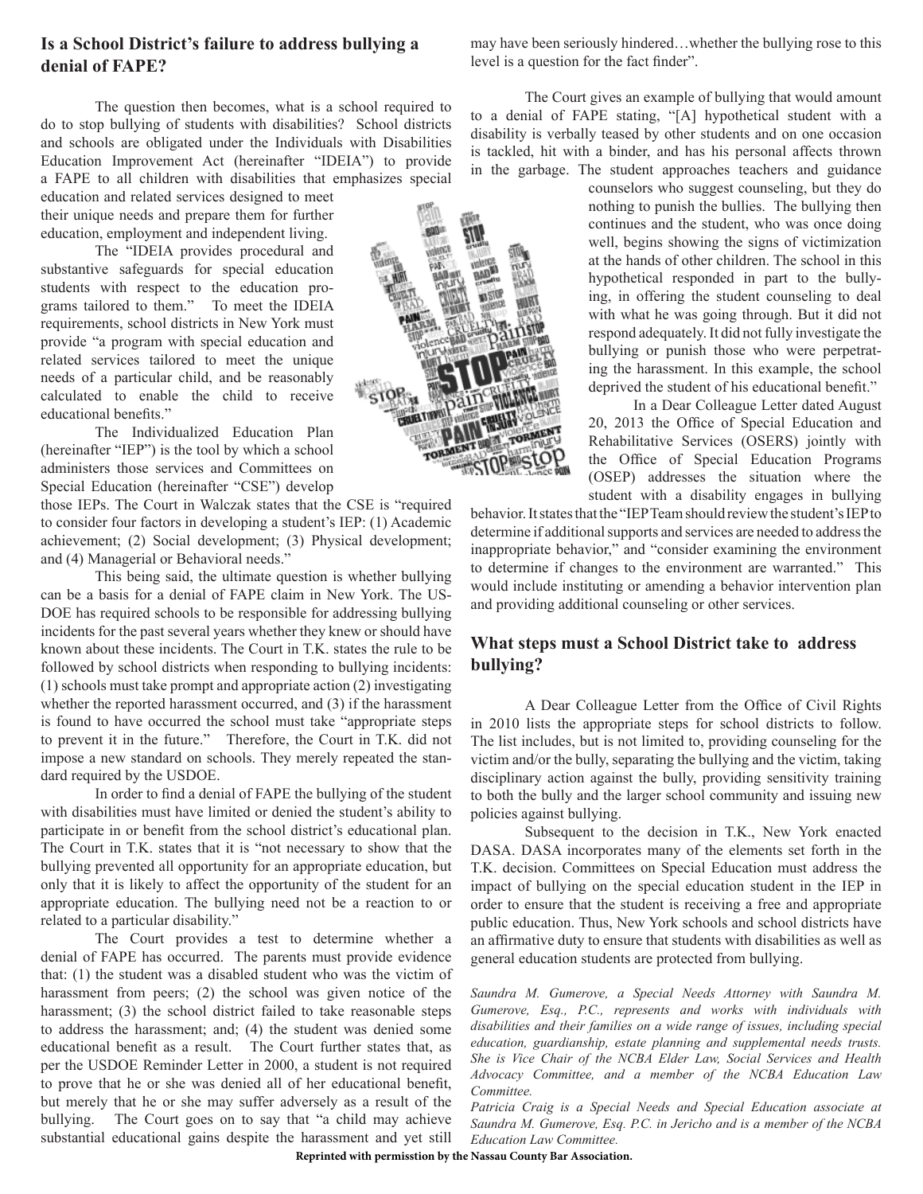## Is a School District's failure to address bullying a denial of FAPE?

The question then becomes, what is a school required to do to stop bullying of students with disabilities? School districts and schools are obligated under the Individuals with Disabilities Education Improvement Act (hereinafter "IDEIA") to provide a FAPE to all children with disabilities that emphasizes special education and related services designed to meet their unique needs and prepare them for further education, employment and independent living.

The "IDEIA provides procedural and substantive safeguards for special education students with respect to the education programs tailored to them." To meet the IDEIA requirements, school districts in New York must provide "a program with special education and related services tailored to meet the unique needs of a particular child, and be reasonably calculated to enable the child to receive educational benefits."

The Individualized Education Plan (hereinafter "IEP") is the tool by which a school administers those services and Committees on Special Education (hereinafter "CSE") develop those IEPs. The Court in Walczak states that the CSE is "required to consider four factors in developing a student's IEP: (1) Academic achievement; (2) Social development; (3) Physical development; and (4) Managerial or Behavioral needs."

This being said, the ultimate question is whether bullying can be a basis for a denial of FAPE claim in New York. The US-DOE has required schools to be responsible for addressing bullying incidents for the past several years whether they knew or should have known about these incidents. The Court in T.K. states the rule to be followed by school districts when responding to bullying incidents: (1) schools must take prompt and appropriate action (2) investigating whether the reported harassment occurred, and (3) if the harassment is found to have occurred the school must take "appropriate steps to prevent it in the future." Therefore, the Court in T.K. did not impose a new standard on schools. They merely repeated the standard required by the USDOE.

In order to find a denial of FAPE the bullying of the student with disabilities must have limited or denied the student's ability to participate in or benefit from the school district's educational plan. The Court in T.K. states that it is "not necessary to show that the bullying prevented all opportunity for an appropriate education, but only that it is likely to affect the opportunity of the student for an appropriate education. The bullying need not be a reaction to or related to a particular disability."

The Court provides a test to determine whether a denial of FAPE has occurred. The parents must provide evidence that: (1) the student was a disabled student who was the victim of harassment from peers; (2) the school was given notice of the harassment; (3) the school district failed to take reasonable steps to address the harassment; and; (4) the student was denied some educational benefit as a result. The Court further states that, as per the USDOE Reminder Letter in 2000, a student is not required to prove that he or she was denied all of her educational benefit, but merely that he or she may suffer adversely as a result of the bullying. The Court goes on to say that "a child may achieve substantial educational gains despite the harassment and yet still may have been seriously hindered…whether the bullying rose to this level is a question for the fact finder".

The Court gives an example of bullying that would amount to a denial of FAPE stating, "[A] hypothetical student with a disability is verbally teased by other students and on one occasion is tackled, hit with a binder, and has his personal affects thrown in the garbage. The student approaches teachers and guidance counselors who suggest counseling, but they do nothing to punish the bullies. The bullying then continues and the student, who was once doing well, begins showing the signs of victimization at the hands of other children. The school in this hypothetical responded in part to the bullying, in offering the student counseling to deal with what he was going through. But it did not respond adequately. It did not fully investigate the bullying or punish those who were perpetrating the harassment. In this example, the school deprived the student of his educational benefit."

In a Dear Colleague Letter dated August 20, 2013 the Office of Special Education and Rehabilitative Services (OSERS) jointly with the Office of Special Education Programs (OSEP) addresses the situation where the student with a disability engages in bullying behavior. It states that the "IEP Team should review the student's IEP to determine if additional supports and services are needed to address the inappropriate behavior," and "consider examining the environment to determine if changes to the environment are warranted." This would include instituting or amending a behavior intervention plan and providing additional counseling or other services.

## What steps must a School District take to address bullying?

A Dear Colleague Letter from the Office of Civil Rights in 2010 lists the appropriate steps for school districts to follow. The list includes, but is not limited to, providing counseling for the victim and/or the bully, separating the bullying and the victim, taking disciplinary action against the bully, providing sensitivity training to both the bully and the larger school community and issuing new policies against bullying.

Subsequent to the decision in T.K., New York enacted DASA. DASA incorporates many of the elements set forth in the T.K. decision. Committees on Special Education must address the impact of bullying on the special education student in the IEP in order to ensure that the student is receiving a free and appropriate public education. Thus, New York schools and school districts have an affirmative duty to ensure that students with disabilities as well as general education students are protected from bullying.

*Saundra M. Gumerove, a Special Needs Attorney with Saundra M. Gumerove, Esq., P.C., represents and works with individuals with disabilities and their families on a wide range of issues, including special education, guardianship, estate planning and supplemental needs trusts. She is Vice Chair of the NCBA Elder Law, Social Services and Health Advocacy Committee, and a member of the NCBA Education Law Committee.*

*Patricia Craig is a Special Needs and Special Education associate at Saundra M. Gumerove, Esq. P.C. in Jericho and is a member of the NCBA Education Law Committee.*

**Reprinted with permisstion by the Nassau County Bar Association.**